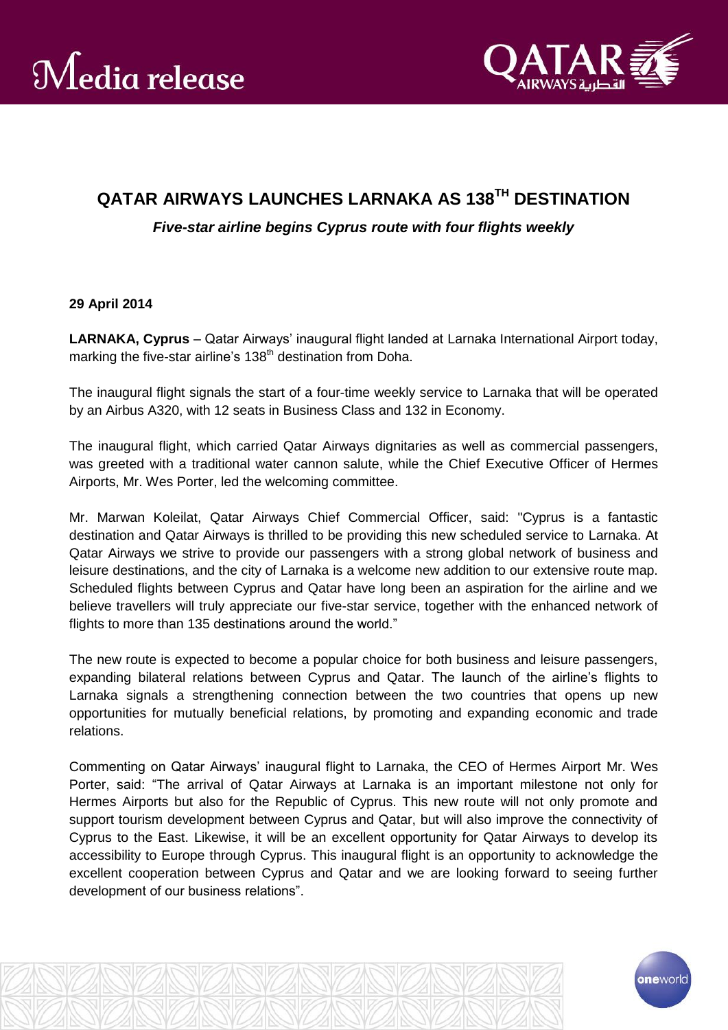Media release

# QATAR AIRWAYS LAUNCHES LARNAKA AS 138TH DESTINATION

***Five-star airline begins Cyprus route with four flights weekly***

**29 April 2014**

**LARNAKA, Cyprus** – Qatar Airways' inaugural flight landed at Larnaka International Airport today, marking the five-star airline's 138th destination from Doha.

The inaugural flight signals the start of a four-time weekly service to Larnaka that will be operated by an Airbus A320, with 12 seats in Business Class and 132 in Economy.

The inaugural flight, which carried Qatar Airways dignitaries as well as commercial passengers, was greeted with a traditional water cannon salute, while the Chief Executive Officer of Hermes Airports, Mr. Wes Porter, led the welcoming committee.

Mr. Marwan Koleilat, Qatar Airways Chief Commercial Officer, said: "Cyprus is a fantastic destination and Qatar Airways is thrilled to be providing this new scheduled service to Larnaka. At Qatar Airways we strive to provide our passengers with a strong global network of business and leisure destinations, and the city of Larnaka is a welcome new addition to our extensive route map. Scheduled flights between Cyprus and Qatar have long been an aspiration for the airline and we believe travellers will truly appreciate our five-star service, together with the enhanced network of flights to more than 135 destinations around the world."

The new route is expected to become a popular choice for both business and leisure passengers, expanding bilateral relations between Cyprus and Qatar. The launch of the airline's flights to Larnaka signals a strengthening connection between the two countries that opens up new opportunities for mutually beneficial relations, by promoting and expanding economic and trade relations.

Commenting on Qatar Airways' inaugural flight to Larnaka, the CEO of Hermes Airport Mr. Wes Porter, said: "The arrival of Qatar Airways at Larnaka is an important milestone not only for Hermes Airports but also for the Republic of Cyprus. This new route will not only promote and support tourism development between Cyprus and Qatar, but will also improve the connectivity of Cyprus to the East. Likewise, it will be an excellent opportunity for Qatar Airways to develop its accessibility to Europe through Cyprus. This inaugural flight is an opportunity to acknowledge the excellent cooperation between Cyprus and Qatar and we are looking forward to seeing further development of our business relations".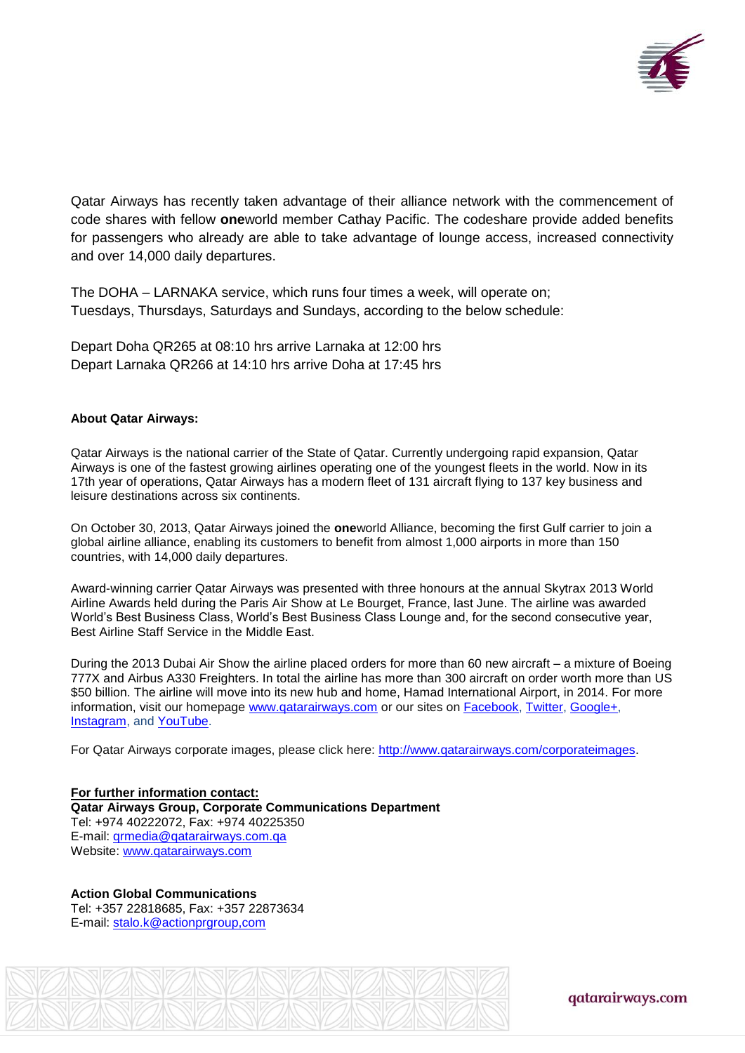Qatar Airways has recently taken advantage of their alliance network with the commencement of code shares with fellow **one**world member Cathay Pacific. The codeshare provide added benefits for passengers who already are able to take advantage of lounge access, increased connectivity and over 14,000 daily departures.

The DOHA – LARNAKA service, which runs four times a week, will operate on;
Tuesdays, Thursdays, Saturdays and Sundays, according to the below schedule:

Depart Doha QR265 at 08:10 hrs arrive Larnaka at 12:00 hrs
Depart Larnaka QR266 at 14:10 hrs arrive Doha at 17:45 hrs

**About Qatar Airways:**

Qatar Airways is the national carrier of the State of Qatar. Currently undergoing rapid expansion, Qatar Airways is one of the fastest growing airlines operating one of the youngest fleets in the world. Now in its 17th year of operations, Qatar Airways has a modern fleet of 131 aircraft flying to 137 key business and leisure destinations across six continents.

On October 30, 2013, Qatar Airways joined the **one**world Alliance, becoming the first Gulf carrier to join a global airline alliance, enabling its customers to benefit from almost 1,000 airports in more than 150 countries, with 14,000 daily departures.

Award-winning carrier Qatar Airways was presented with three honours at the annual Skytrax 2013 World Airline Awards held during the Paris Air Show at Le Bourget, France, last June. The airline was awarded World's Best Business Class, World's Best Business Class Lounge and, for the second consecutive year, Best Airline Staff Service in the Middle East.

During the 2013 Dubai Air Show the airline placed orders for more than 60 new aircraft – a mixture of Boeing 777X and Airbus A330 Freighters. In total the airline has more than 300 aircraft on order worth more than US $50 billion. The airline will move into its new hub and home, Hamad International Airport, in 2014. For more information, visit our homepage www.qatarairways.com or our sites on Facebook, Twitter, Google+, Instagram, and YouTube.

For Qatar Airways corporate images, please click here: http://www.qatarairways.com/corporateimages.

**For further information contact:**
**Qatar Airways Group, Corporate Communications Department**
Tel: +974 40222072, Fax: +974 40225350
E-mail: qrmedia@qatarairways.com.qa
Website: www.qatarairways.com

**Action Global Communications**
Tel: +357 22818685, Fax: +357 22873634
E-mail: stalo.k@actionprgroup,com